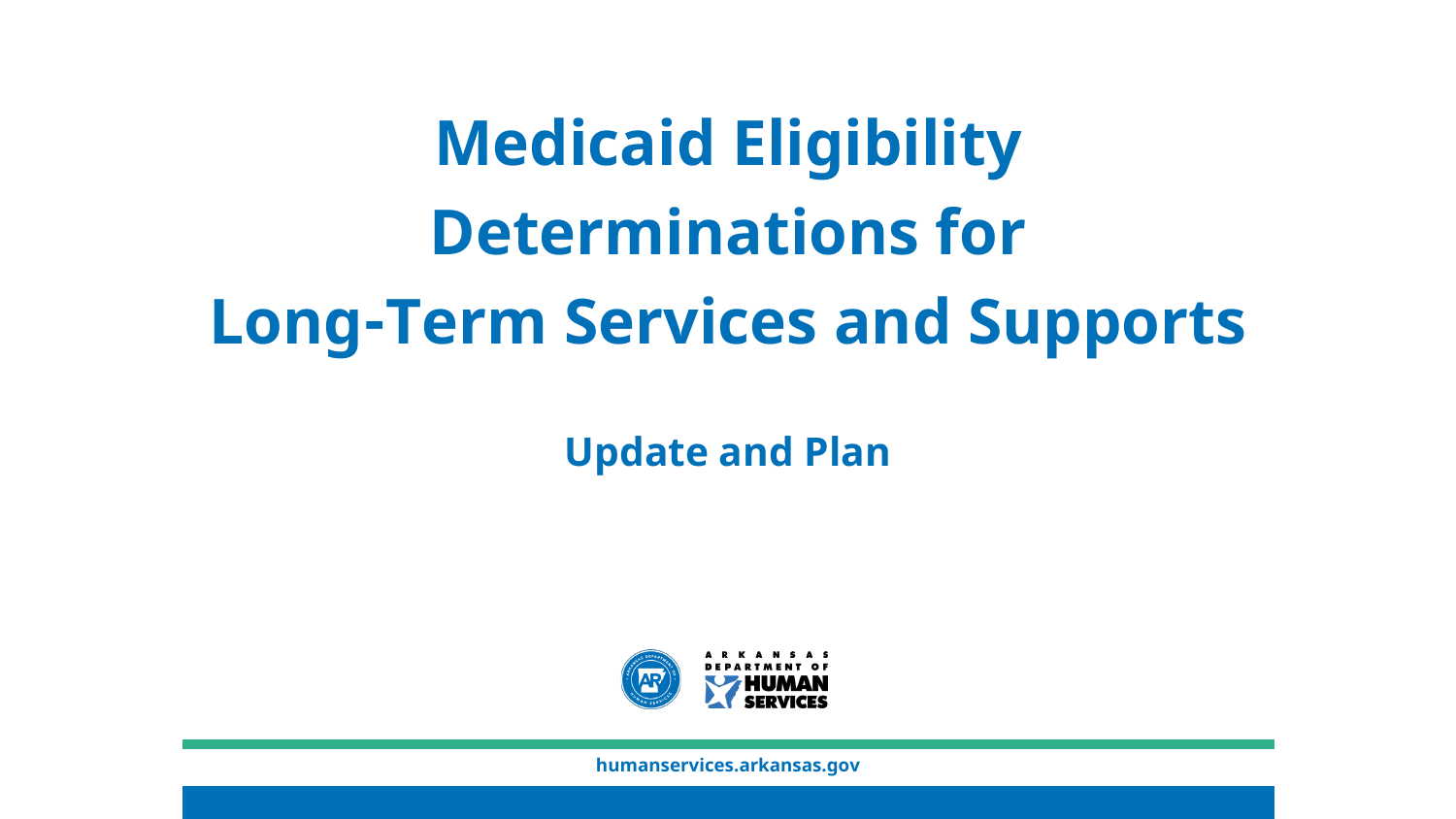# Medicaid Eligibility Determinations for Long-Term Services and Supports

## Update and Plan

ARKANSAS DEPARTMENT OF HUMAN SERVICES

humanservices.arkansas.gov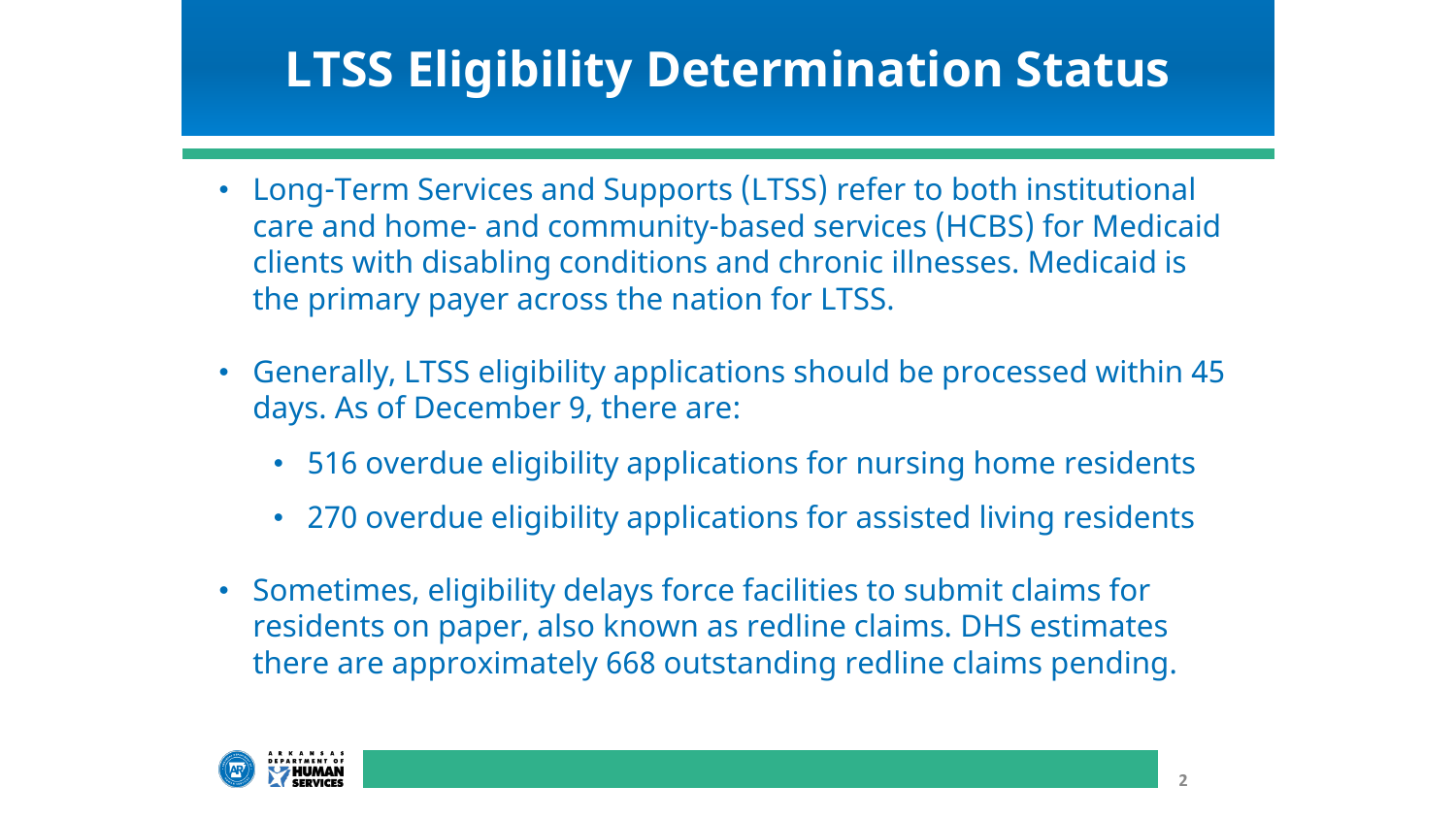# LTSS Eligibility Determination Status

- Long-Term Services and Supports (LTSS) refer to both institutional care and home- and community-based services (HCBS) for Medicaid clients with disabling conditions and chronic illnesses. Medicaid is the primary payer across the nation for LTSS.
- Generally, LTSS eligibility applications should be processed within 45 days. As of December 9, there are:
  - 516 overdue eligibility applications for nursing home residents
  - 270 overdue eligibility applications for assisted living residents
- Sometimes, eligibility delays force facilities to submit claims for residents on paper, also known as redline claims. DHS estimates there are approximately 668 outstanding redline claims pending.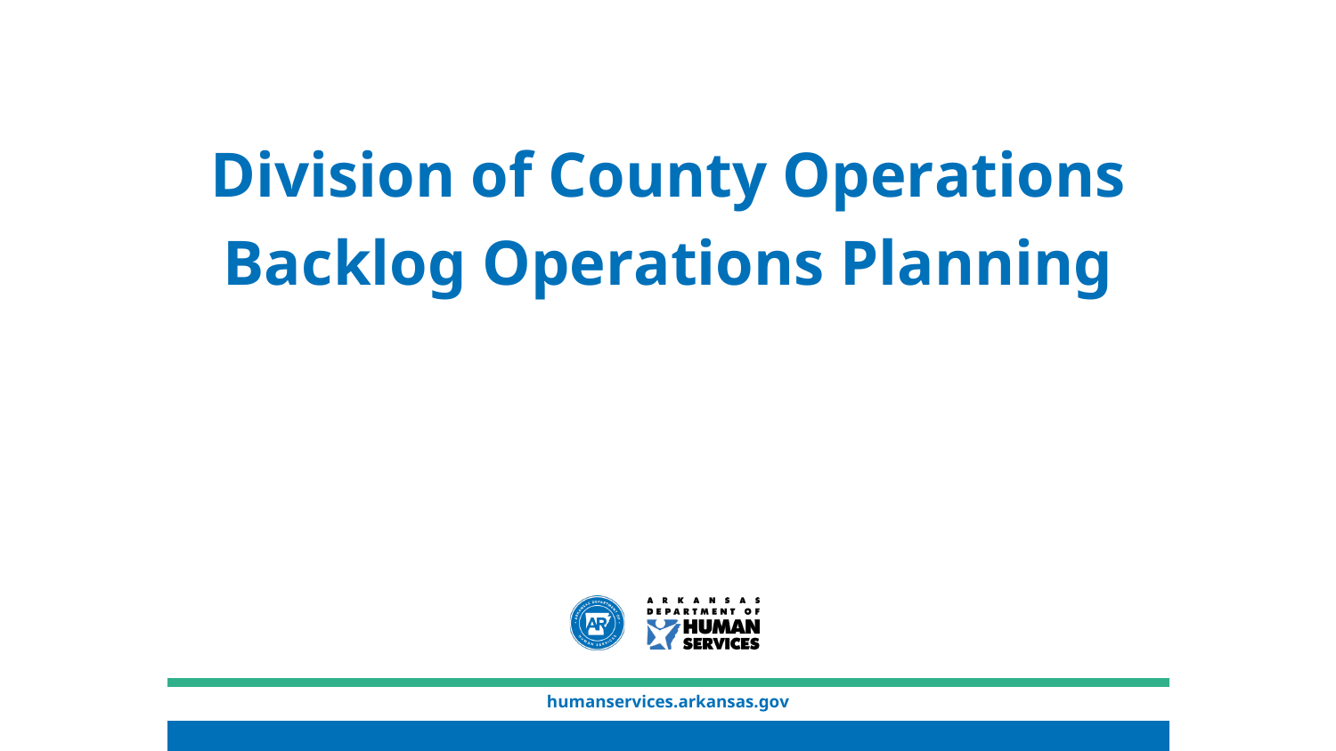# Division of County Operations Backlog Operations Planning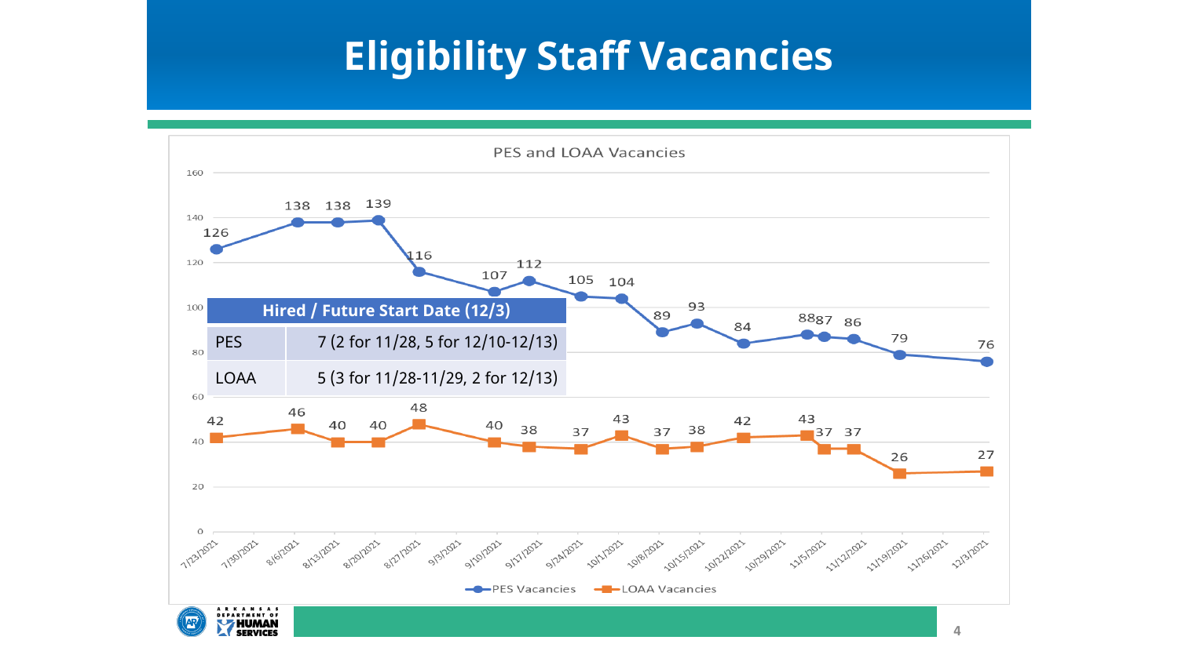# Eligibility Staff Vacancies

PES and LOAA Vacancies

| Date | PES Vacancies | LOAA Vacancies |
|---|---|---|
| 7/23/2021 | 126 | 42 |
| 8/6/2021 | 138 | 46 |
| 8/13/2021 | 138 | 40 |
| 8/20/2021 | 139 | 40 |
| 8/27/2021 | 116 | 48 |
| 9/10/2021 | 107 | 40 |
| 9/17/2021 | 112 | 38 |
| 9/24/2021 | 105 | 37 |
| 10/1/2021 | 104 | 43 |
| 10/8/2021 | 89 | 37 |
| 10/15/2021 | 93 | 38 |
| 10/22/2021 | 84 | 42 |
| | 88 | 43 |
| 11/5/2021 | 87 | 37 |
| 11/12/2021 | 86 | 37 |
| 11/19/2021 | 79 | 26 |
| 12/3/2021 | 76 | 27 |

| Hired / Future Start Date (12/3) | |
|---|---|
| PES | 7 (2 for 11/28, 5 for 12/10-12/13) |
| LOAA | 5 (3 for 11/28-11/29, 2 for 12/13) |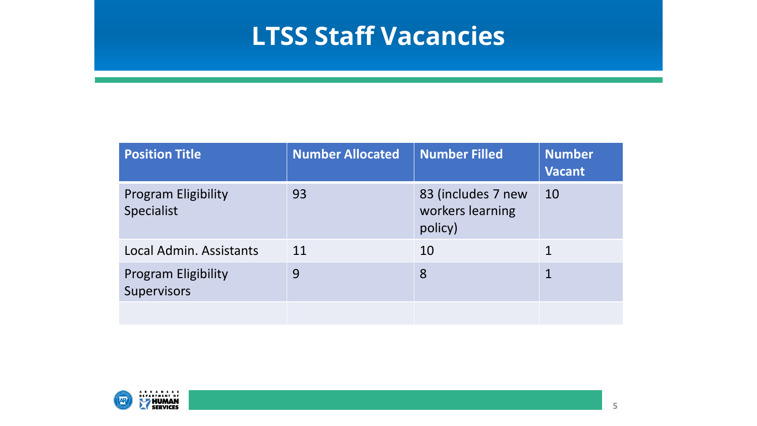# LTSS Staff Vacancies

| Position Title | Number Allocated | Number Filled | Number Vacant |
|---|---|---|---|
| Program Eligibility Specialist | 93 | 83 (includes 7 new workers learning policy) | 10 |
| Local Admin. Assistants | 11 | 10 | 1 |
| Program Eligibility Supervisors | 9 | 8 | 1 |
| | | | |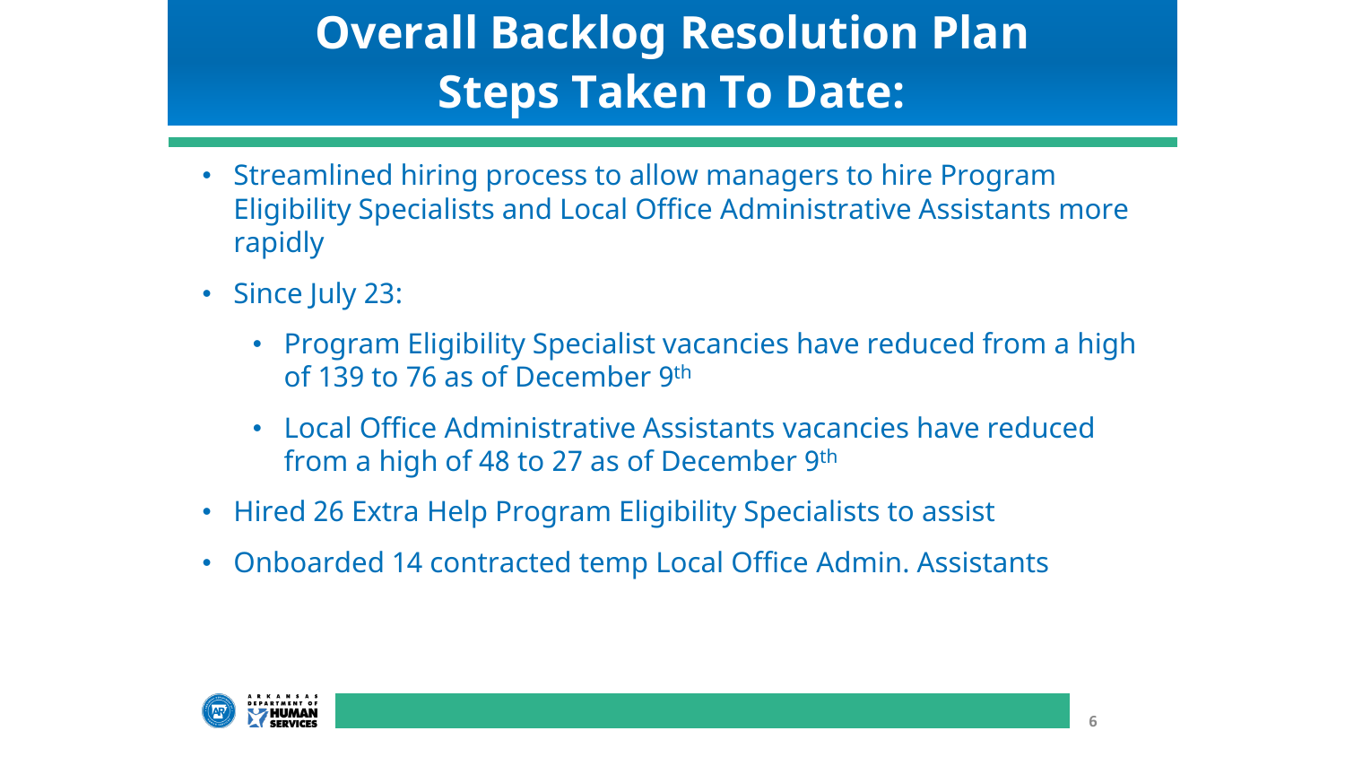# Overall Backlog Resolution Plan Steps Taken To Date:

- Streamlined hiring process to allow managers to hire Program Eligibility Specialists and Local Office Administrative Assistants more rapidly
- Since July 23:
  - Program Eligibility Specialist vacancies have reduced from a high of 139 to 76 as of December 9th
  - Local Office Administrative Assistants vacancies have reduced from a high of 48 to 27 as of December 9th
- Hired 26 Extra Help Program Eligibility Specialists to assist
- Onboarded 14 contracted temp Local Office Admin. Assistants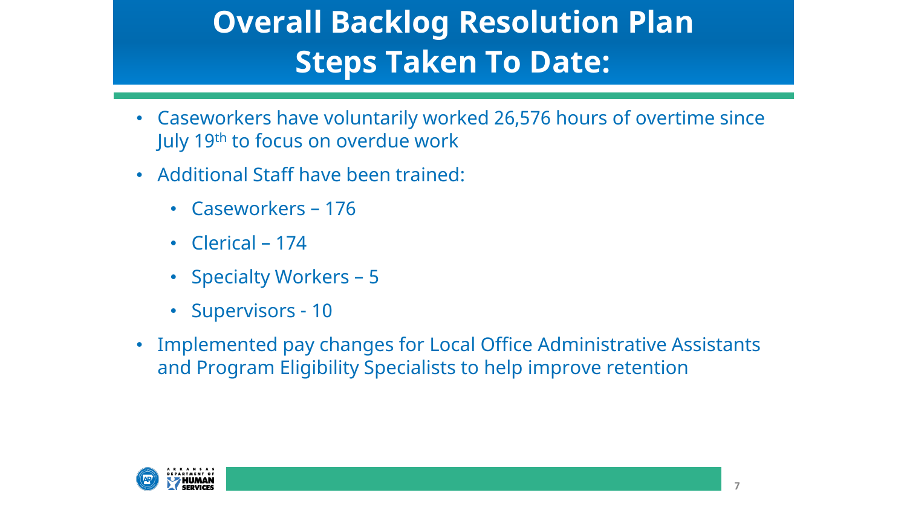# Overall Backlog Resolution Plan Steps Taken To Date:

- Caseworkers have voluntarily worked 26,576 hours of overtime since July 19th to focus on overdue work
- Additional Staff have been trained:
  - Caseworkers – 176
  - Clerical – 174
  - Specialty Workers – 5
  - Supervisors - 10
- Implemented pay changes for Local Office Administrative Assistants and Program Eligibility Specialists to help improve retention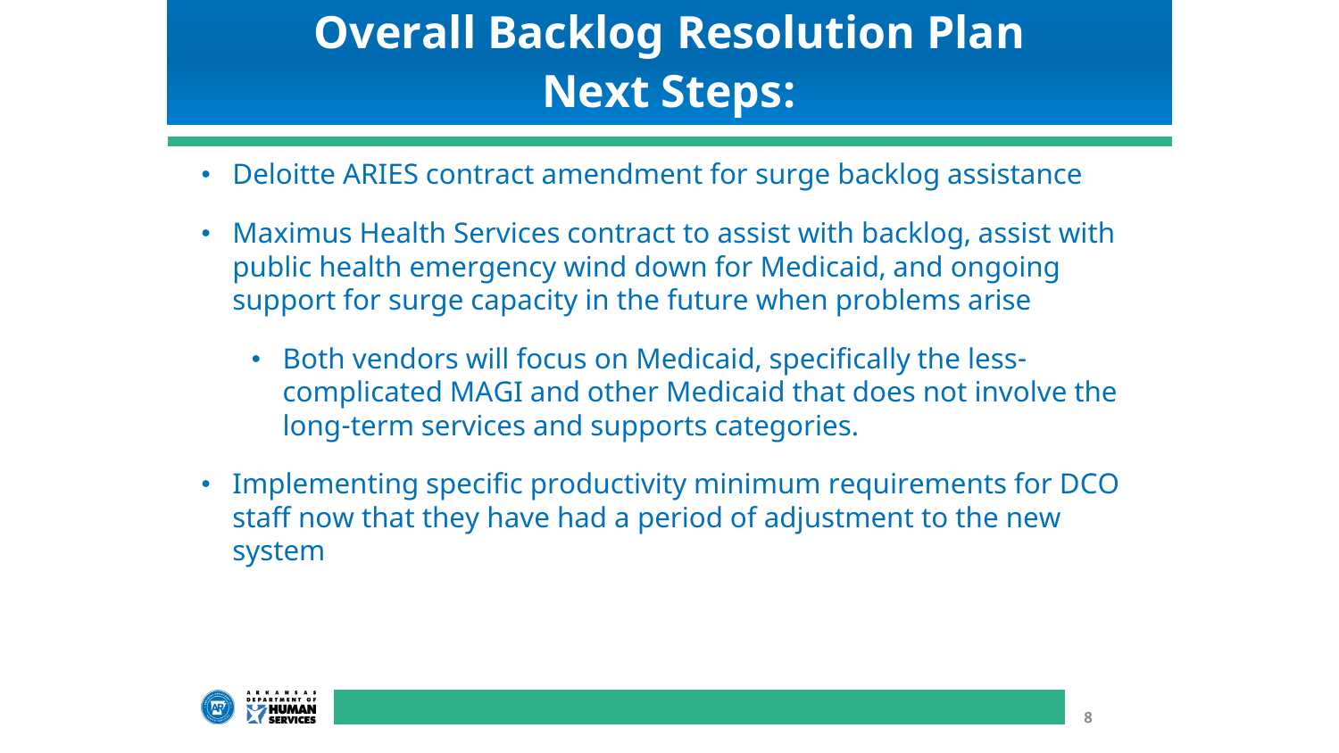# Overall Backlog Resolution Plan Next Steps:

- Deloitte ARIES contract amendment for surge backlog assistance
- Maximus Health Services contract to assist with backlog, assist with public health emergency wind down for Medicaid, and ongoing support for surge capacity in the future when problems arise
  - Both vendors will focus on Medicaid, specifically the less-complicated MAGI and other Medicaid that does not involve the long-term services and supports categories.
- Implementing specific productivity minimum requirements for DCO staff now that they have had a period of adjustment to the new system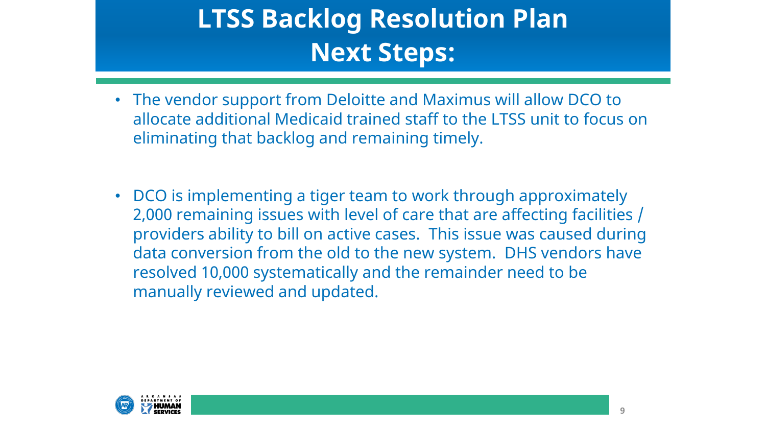# LTSS Backlog Resolution Plan Next Steps:

- The vendor support from Deloitte and Maximus will allow DCO to allocate additional Medicaid trained staff to the LTSS unit to focus on eliminating that backlog and remaining timely.
- DCO is implementing a tiger team to work through approximately 2,000 remaining issues with level of care that are affecting facilities / providers ability to bill on active cases. This issue was caused during data conversion from the old to the new system. DHS vendors have resolved 10,000 systematically and the remainder need to be manually reviewed and updated.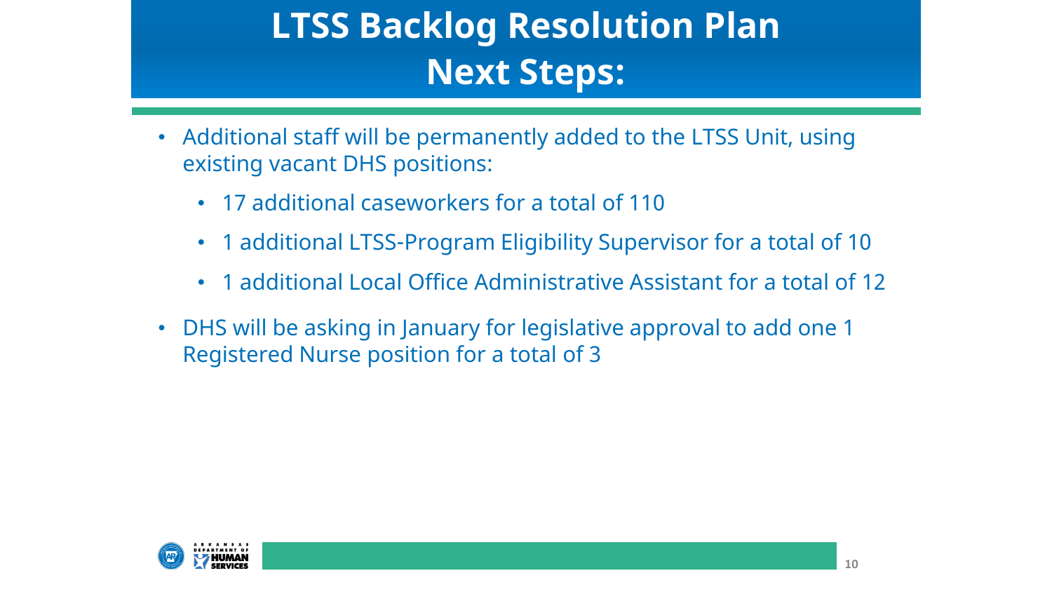# LTSS Backlog Resolution Plan
# Next Steps:

- Additional staff will be permanently added to the LTSS Unit, using existing vacant DHS positions:
  - 17 additional caseworkers for a total of 110
  - 1 additional LTSS-Program Eligibility Supervisor for a total of 10
  - 1 additional Local Office Administrative Assistant for a total of 12
- DHS will be asking in January for legislative approval to add one 1 Registered Nurse position for a total of 3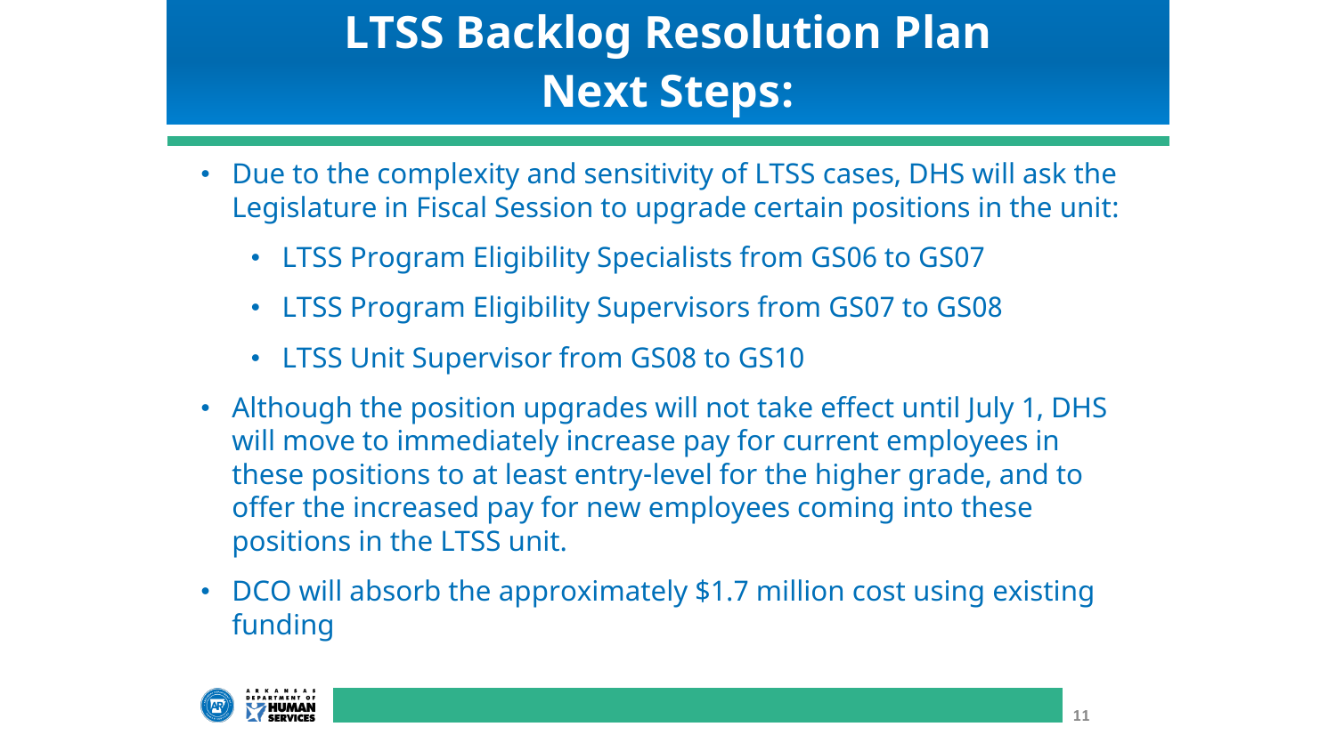# LTSS Backlog Resolution Plan Next Steps:

- Due to the complexity and sensitivity of LTSS cases, DHS will ask the Legislature in Fiscal Session to upgrade certain positions in the unit:
  - LTSS Program Eligibility Specialists from GS06 to GS07
  - LTSS Program Eligibility Supervisors from GS07 to GS08
  - LTSS Unit Supervisor from GS08 to GS10
- Although the position upgrades will not take effect until July 1, DHS will move to immediately increase pay for current employees in these positions to at least entry-level for the higher grade, and to offer the increased pay for new employees coming into these positions in the LTSS unit.
- DCO will absorb the approximately $1.7 million cost using existing funding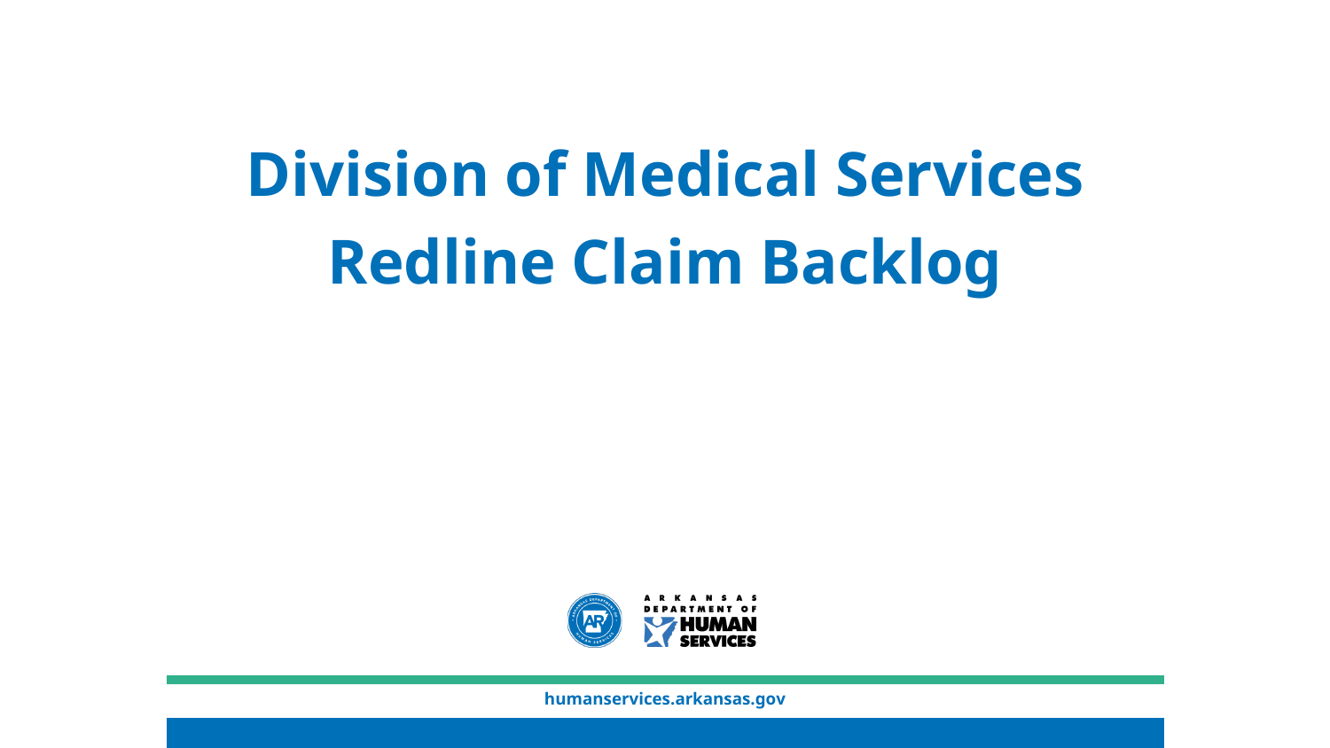# Division of Medical Services Redline Claim Backlog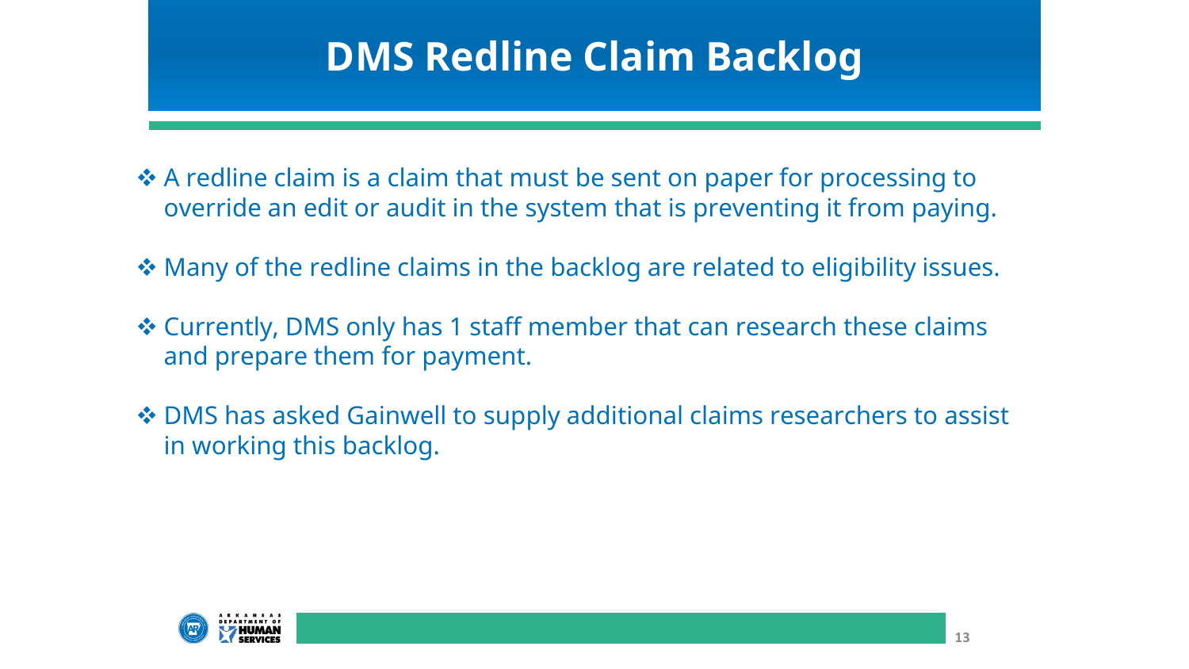# DMS Redline Claim Backlog

- A redline claim is a claim that must be sent on paper for processing to override an edit or audit in the system that is preventing it from paying.
- Many of the redline claims in the backlog are related to eligibility issues.
- Currently, DMS only has 1 staff member that can research these claims and prepare them for payment.
- DMS has asked Gainwell to supply additional claims researchers to assist in working this backlog.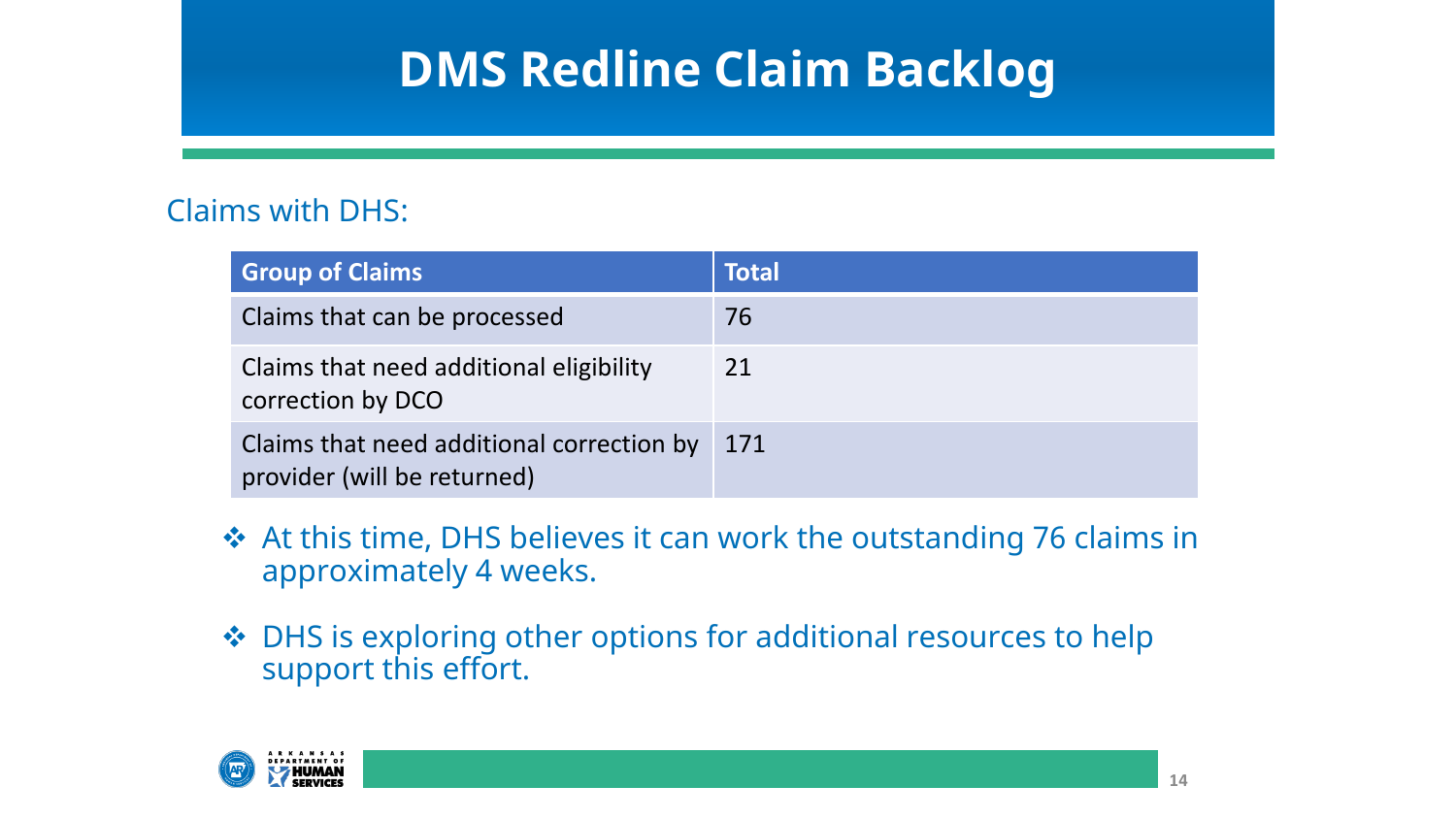# DMS Redline Claim Backlog

Claims with DHS:

| Group of Claims | Total |
|---|---|
| Claims that can be processed | 76 |
| Claims that need additional eligibility correction by DCO | 21 |
| Claims that need additional correction by provider (will be returned) | 171 |

- ❖ At this time, DHS believes it can work the outstanding 76 claims in approximately 4 weeks.
- ❖ DHS is exploring other options for additional resources to help support this effort.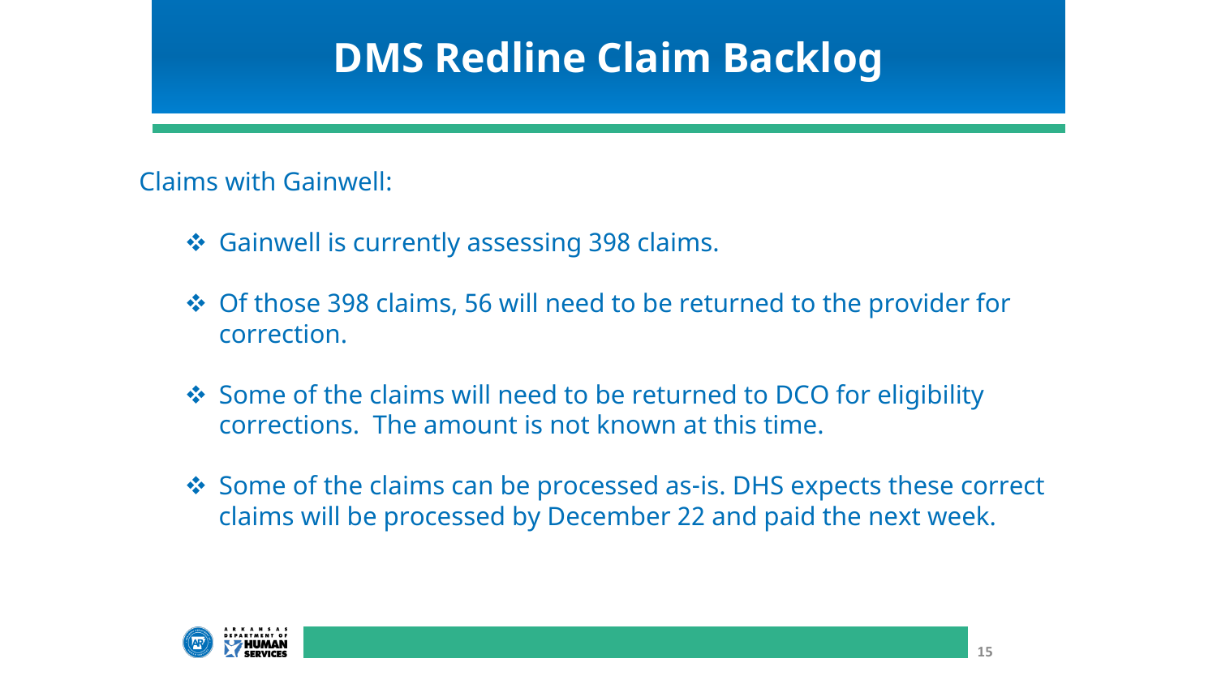# DMS Redline Claim Backlog

Claims with Gainwell:

- Gainwell is currently assessing 398 claims.
- Of those 398 claims, 56 will need to be returned to the provider for correction.
- Some of the claims will need to be returned to DCO for eligibility corrections. The amount is not known at this time.
- Some of the claims can be processed as-is. DHS expects these correct claims will be processed by December 22 and paid the next week.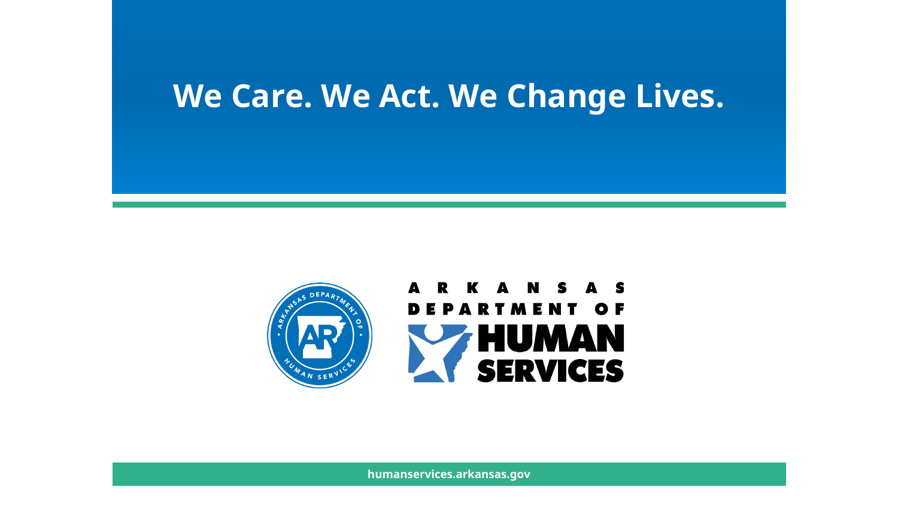# We Care. We Act. We Change Lives.

ARKANSAS DEPARTMENT OF HUMAN SERVICES

humanservices.arkansas.gov